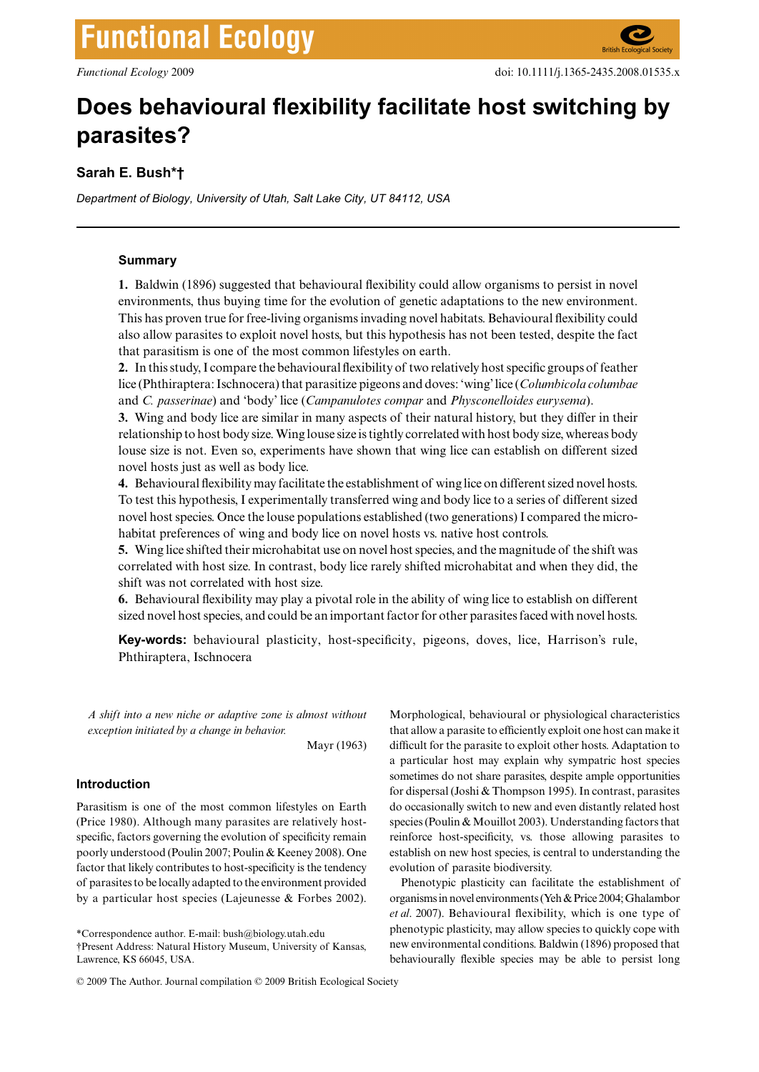# Does behavioural flexibility facilitate host switching by parasites?

**Sarah E. Bush*†**

*Department of Biology, University of Utah, Salt Lake City, UT 84112, USA*

## Summary

**1.** Baldwin (1896) suggested that behavioural flexibility could allow organisms to persist in novel environments, thus buying time for the evolution of genetic adaptations to the new environment. This has proven true for free-living organisms invading novel habitats. Behavioural flexibility could also allow parasites to exploit novel hosts, but this hypothesis has not been tested, despite the fact that parasitism is one of the most common lifestyles on earth.

**2.** In this study, I compare the behavioural flexibility of two relatively host specific groups of feather lice (Phthiraptera: Ischnocera) that parasitize pigeons and doves: 'wing' lice (*Columbicola columbae* and *C. passerinae*) and 'body' lice (*Campanulotes compar* and *Physconelloides eurysema*).

**3.** Wing and body lice are similar in many aspects of their natural history, but they differ in their relationship to host body size. Wing louse size is tightly correlated with host body size, whereas body louse size is not. Even so, experiments have shown that wing lice can establish on different sized novel hosts just as well as body lice.

**4.** Behavioural flexibility may facilitate the establishment of wing lice on different sized novel hosts. To test this hypothesis, I experimentally transferred wing and body lice to a series of different sized novel host species. Once the louse populations established (two generations) I compared the microhabitat preferences of wing and body lice on novel hosts vs. native host controls.

**5.** Wing lice shifted their microhabitat use on novel host species, and the magnitude of the shift was correlated with host size. In contrast, body lice rarely shifted microhabitat and when they did, the shift was not correlated with host size.

**6.** Behavioural flexibility may play a pivotal role in the ability of wing lice to establish on different sized novel host species, and could be an important factor for other parasites faced with novel hosts.

**Key-words:** behavioural plasticity, host-specificity, pigeons, doves, lice, Harrison's rule, Phthiraptera, Ischnocera

> *A shift into a new niche or adaptive zone is almost without exception initiated by a change in behavior.*
>
> Mayr (1963)

## Introduction

Parasitism is one of the most common lifestyles on Earth (Price 1980). Although many parasites are relatively host-specific, factors governing the evolution of specificity remain poorly understood (Poulin 2007; Poulin & Keeney 2008). One factor that likely contributes to host-specificity is the tendency of parasites to be locally adapted to the environment provided by a particular host species (Lajeunesse & Forbes 2002). Morphological, behavioural or physiological characteristics that allow a parasite to efficiently exploit one host can make it difficult for the parasite to exploit other hosts. Adaptation to a particular host may explain why sympatric host species sometimes do not share parasites, despite ample opportunities for dispersal (Joshi & Thompson 1995). In contrast, parasites do occasionally switch to new and even distantly related host species (Poulin & Mouillot 2003). Understanding factors that reinforce host-specificity, vs. those allowing parasites to establish on new host species, is central to understanding the evolution of parasite biodiversity.

Phenotypic plasticity can facilitate the establishment of organisms in novel environments (Yeh & Price 2004; Ghalambor *et al*. 2007). Behavioural flexibility, which is one type of phenotypic plasticity, may allow species to quickly cope with new environmental conditions. Baldwin (1896) proposed that behaviourally flexible species may be able to persist long

*Correspondence author. E-mail: bush@biology.utah.edu
†Present Address: Natural History Museum, University of Kansas, Lawrence, KS 66045, USA.

© 2009 The Author. Journal compilation © 2009 British Ecological Society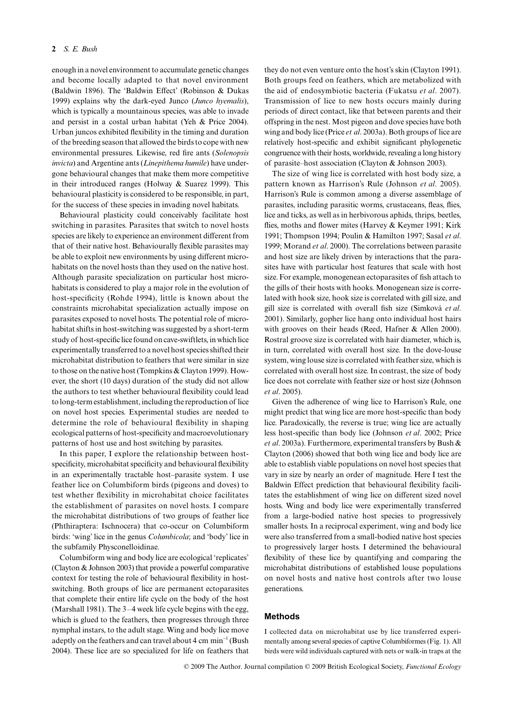enough in a novel environment to accumulate genetic changes and become locally adapted to that novel environment (Baldwin 1896). The 'Baldwin Effect' (Robinson & Dukas 1999) explains why the dark-eyed Junco (*Junco hyemalis*), which is typically a mountainous species, was able to invade and persist in a costal urban habitat (Yeh & Price 2004). Urban juncos exhibited flexibility in the timing and duration of the breeding season that allowed the birds to cope with new environmental pressures. Likewise, red fire ants (*Solenopsis invicta*) and Argentine ants (*Linepithema humile*) have undergone behavioural changes that make them more competitive in their introduced ranges (Holway & Suarez 1999). This behavioural plasticity is considered to be responsible, in part, for the success of these species in invading novel habitats.

Behavioural plasticity could conceivably facilitate host switching in parasites. Parasites that switch to novel hosts species are likely to experience an environment different from that of their native host. Behaviourally flexible parasites may be able to exploit new environments by using different microhabitats on the novel hosts than they used on the native host. Although parasite specialization on particular host microhabitats is considered to play a major role in the evolution of host-specificity (Rohde 1994), little is known about the constraints microhabitat specialization actually impose on parasites exposed to novel hosts. The potential role of microhabitat shifts in host-switching was suggested by a short-term study of host-specific lice found on cave-swiftlets, in which lice experimentally transferred to a novel host species shifted their microhabitat distribution to feathers that were similar in size to those on the native host (Tompkins & Clayton 1999). However, the short (10 days) duration of the study did not allow the authors to test whether behavioural flexibility could lead to long-term establishment, including the reproduction of lice on novel host species. Experimental studies are needed to determine the role of behavioural flexibility in shaping ecological patterns of host-specificity and macroevolutionary patterns of host use and host switching by parasites.

In this paper, I explore the relationship between host-specificity, microhabitat specificity and behavioural flexibility in an experimentally tractable host–parasite system. I use feather lice on Columbiform birds (pigeons and doves) to test whether flexibility in microhabitat choice facilitates the establishment of parasites on novel hosts. I compare the microhabitat distributions of two groups of feather lice (Phthiraptera: Ischnocera) that co-occur on Columbiform birds: 'wing' lice in the genus *Columbicola*; and 'body' lice in the subfamily Physconelloidinae.

Columbiform wing and body lice are ecological 'replicates' (Clayton & Johnson 2003) that provide a powerful comparative context for testing the role of behavioural flexibility in host-switching. Both groups of lice are permanent ectoparasites that complete their entire life cycle on the body of the host (Marshall 1981). The 3–4 week life cycle begins with the egg, which is glued to the feathers, then progresses through three nymphal instars, to the adult stage. Wing and body lice move adeptly on the feathers and can travel about 4 cm min$^{-1}$ (Bush 2004). These lice are so specialized for life on feathers that they do not even venture onto the host's skin (Clayton 1991). Both groups feed on feathers, which are metabolized with the aid of endosymbiotic bacteria (Fukatsu *et al*. 2007). Transmission of lice to new hosts occurs mainly during periods of direct contact, like that between parents and their offspring in the nest. Most pigeon and dove species have both wing and body lice (Price *et al*. 2003a). Both groups of lice are relatively host-specific and exhibit significant phylogenetic congruence with their hosts, worldwide, revealing a long history of parasite–host association (Clayton & Johnson 2003).

The size of wing lice is correlated with host body size, a pattern known as Harrison's Rule (Johnson *et al*. 2005). Harrison's Rule is common among a diverse assemblage of parasites, including parasitic worms, crustaceans, fleas, flies, lice and ticks, as well as in herbivorous aphids, thrips, beetles, flies, moths and flower mites (Harvey & Keymer 1991; Kirk 1991; Thompson 1994; Poulin & Hamilton 1997; Sasal *et al*. 1999; Morand *et al*. 2000). The correlations between parasite and host size are likely driven by interactions that the parasites have with particular host features that scale with host size. For example, monogenean ectoparasites of fish attach to the gills of their hosts with hooks. Monogenean size is correlated with hook size, hook size is correlated with gill size, and gill size is correlated with overall fish size (Simková *et al*. 2001). Similarly, gopher lice hang onto individual host hairs with grooves on their heads (Reed, Hafner & Allen 2000). Rostral groove size is correlated with hair diameter, which is, in turn, correlated with overall host size. In the dove-louse system, wing louse size is correlated with feather size, which is correlated with overall host size. In contrast, the size of body lice does not correlate with feather size or host size (Johnson *et al*. 2005).

Given the adherence of wing lice to Harrison's Rule, one might predict that wing lice are more host-specific than body lice. Paradoxically, the reverse is true; wing lice are actually less host-specific than body lice (Johnson *et al*. 2002; Price *et al*. 2003a). Furthermore, experimental transfers by Bush & Clayton (2006) showed that both wing lice and body lice are able to establish viable populations on novel host species that vary in size by nearly an order of magnitude. Here I test the Baldwin Effect prediction that behavioural flexibility facilitates the establishment of wing lice on different sized novel hosts. Wing and body lice were experimentally transferred from a large-bodied native host species to progressively smaller hosts. In a reciprocal experiment, wing and body lice were also transferred from a small-bodied native host species to progressively larger hosts. I determined the behavioural flexibility of these lice by quantifying and comparing the microhabitat distributions of established louse populations on novel hosts and native host controls after two louse generations.

## Methods

I collected data on microhabitat use by lice transferred experimentally among several species of captive Columbiformes (Fig. 1). All birds were wild individuals captured with nets or walk-in traps at the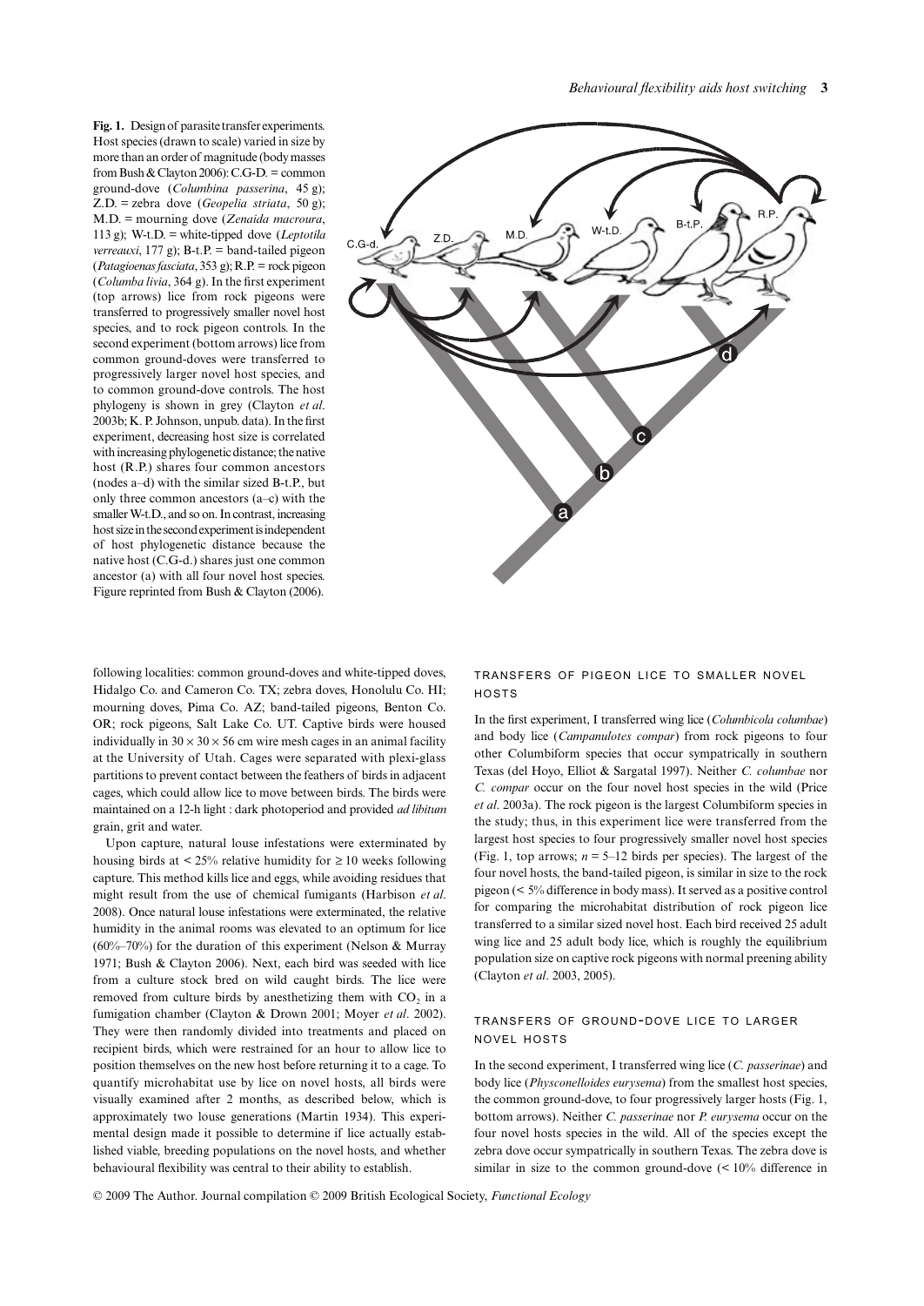**Fig. 1.** Design of parasite transfer experiments. Host species (drawn to scale) varied in size by more than an order of magnitude (body masses from Bush & Clayton 2006): C.G-D. = common ground-dove (*Columbina passerina*, 45 g); Z.D. = zebra dove (*Geopelia striata*, 50 g); M.D. = mourning dove (*Zenaida macroura*, 113 g); W-t.D. = white-tipped dove (*Leptotila verreauxi*, 177 g); B-t.P. = band-tailed pigeon (*Patagioenas fasciata*, 353 g); R.P. = rock pigeon (*Columba livia*, 364 g). In the first experiment (top arrows) lice from rock pigeons were transferred to progressively smaller novel host species, and to rock pigeon controls. In the second experiment (bottom arrows) lice from common ground-doves were transferred to progressively larger novel host species, and to common ground-dove controls. The host phylogeny is shown in grey (Clayton *et al*. 2003b; K. P. Johnson, unpub. data). In the first experiment, decreasing host size is correlated with increasing phylogenetic distance; the native host (R.P.) shares four common ancestors (nodes a–d) with the similar sized B-t.P., but only three common ancestors (a–c) with the smaller W-t.D., and so on. In contrast, increasing host size in the second experiment is independent of host phylogenetic distance because the native host (C.G-d.) shares just one common ancestor (a) with all four novel host species. Figure reprinted from Bush & Clayton (2006).

following localities: common ground-doves and white-tipped doves, Hidalgo Co. and Cameron Co. TX; zebra doves, Honolulu Co. HI; mourning doves, Pima Co. AZ; band-tailed pigeons, Benton Co. OR; rock pigeons, Salt Lake Co. UT. Captive birds were housed individually in 30 × 30 × 56 cm wire mesh cages in an animal facility at the University of Utah. Cages were separated with plexi-glass partitions to prevent contact between the feathers of birds in adjacent cages, which could allow lice to move between birds. The birds were maintained on a 12-h light : dark photoperiod and provided *ad libitum* grain, grit and water.

Upon capture, natural louse infestations were exterminated by housing birds at < 25% relative humidity for ≥ 10 weeks following capture. This method kills lice and eggs, while avoiding residues that might result from the use of chemical fumigants (Harbison *et al*. 2008). Once natural louse infestations were exterminated, the relative humidity in the animal rooms was elevated to an optimum for lice (60%–70%) for the duration of this experiment (Nelson & Murray 1971; Bush & Clayton 2006). Next, each bird was seeded with lice from a culture stock bred on wild caught birds. The lice were removed from culture birds by anesthetizing them with $CO_2$ in a fumigation chamber (Clayton & Drown 2001; Moyer *et al*. 2002). They were then randomly divided into treatments and placed on recipient birds, which were restrained for an hour to allow lice to position themselves on the new host before returning it to a cage. To quantify microhabitat use by lice on novel hosts, all birds were visually examined after 2 months, as described below, which is approximately two louse generations (Martin 1934). This experimental design made it possible to determine if lice actually established viable, breeding populations on the novel hosts, and whether behavioural flexibility was central to their ability to establish.

### TRANSFERS OF PIGEON LICE TO SMALLER NOVEL HOSTS

In the first experiment, I transferred wing lice (*Columbicola columbae*) and body lice (*Campanulotes compar*) from rock pigeons to four other Columbiform species that occur sympatrically in southern Texas (del Hoyo, Elliot & Sargatal 1997). Neither *C. columbae* nor *C. compar* occur on the four novel host species in the wild (Price *et al*. 2003a). The rock pigeon is the largest Columbiform species in the study; thus, in this experiment lice were transferred from the largest host species to four progressively smaller novel host species (Fig. 1, top arrows; $n = 5$–$12$ birds per species). The largest of the four novel hosts, the band-tailed pigeon, is similar in size to the rock pigeon (< 5% difference in body mass). It served as a positive control for comparing the microhabitat distribution of rock pigeon lice transferred to a similar sized novel host. Each bird received 25 adult wing lice and 25 adult body lice, which is roughly the equilibrium population size on captive rock pigeons with normal preening ability (Clayton *et al*. 2003, 2005).

### TRANSFERS OF GROUND-DOVE LICE TO LARGER NOVEL HOSTS

In the second experiment, I transferred wing lice (*C. passerinae*) and body lice (*Physconelloides eurysema*) from the smallest host species, the common ground-dove, to four progressively larger hosts (Fig. 1, bottom arrows). Neither *C. passerinae* nor *P. eurysema* occur on the four novel hosts species in the wild. All of the species except the zebra dove occur sympatrically in southern Texas. The zebra dove is similar in size to the common ground-dove (< 10% difference in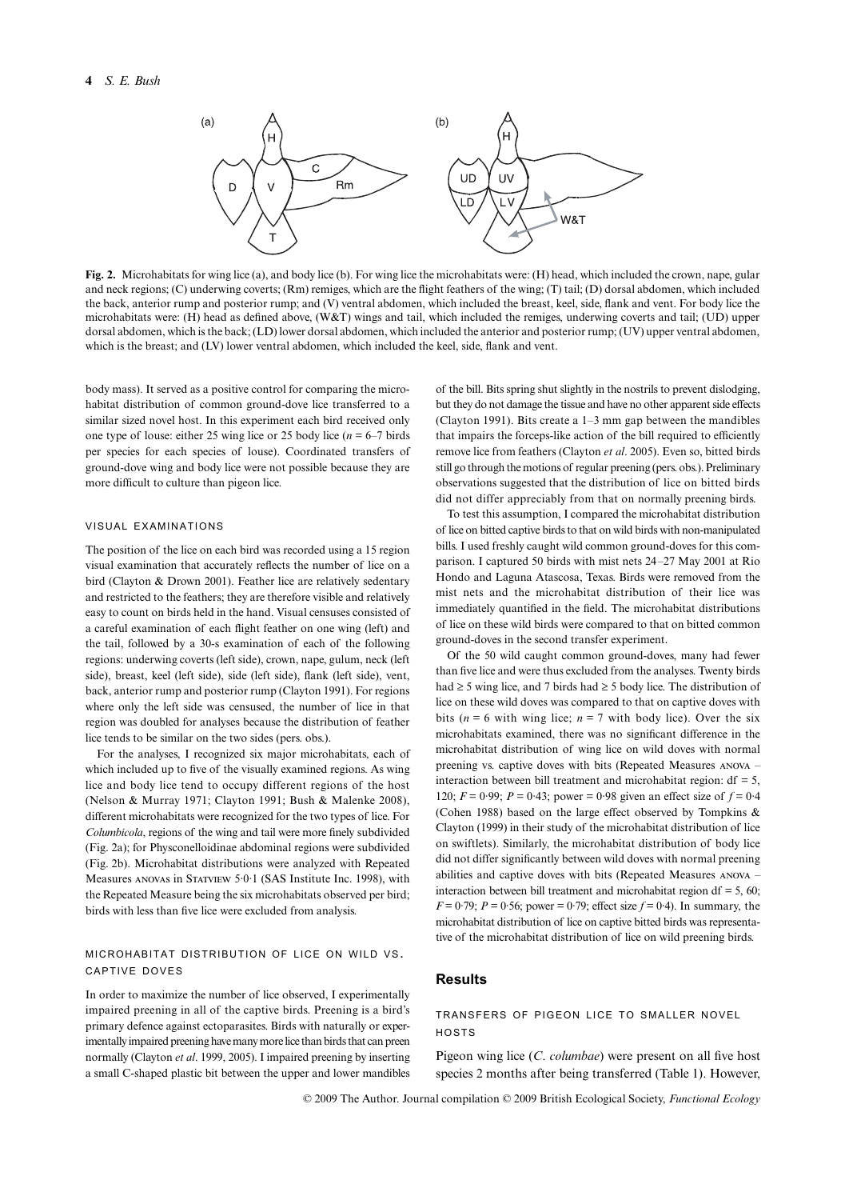**Fig. 2.** Microhabitats for wing lice (a), and body lice (b). For wing lice the microhabitats were: (H) head, which included the crown, nape, gular and neck regions; (C) underwing coverts; (Rm) remiges, which are the flight feathers of the wing; (T) tail; (D) dorsal abdomen, which included the back, anterior rump and posterior rump; and (V) ventral abdomen, which included the breast, keel, side, flank and vent. For body lice the microhabitats were: (H) head as defined above, (W&T) wings and tail, which included the remiges, underwing coverts and tail; (UD) upper dorsal abdomen, which is the back; (LD) lower dorsal abdomen, which included the anterior and posterior rump; (UV) upper ventral abdomen, which is the breast; and (LV) lower ventral abdomen, which included the keel, side, flank and vent.

body mass). It served as a positive control for comparing the microhabitat distribution of common ground-dove lice transferred to a similar sized novel host. In this experiment each bird received only one type of louse: either 25 wing lice or 25 body lice ($n$ = 6–7 birds per species for each species of louse). Coordinated transfers of ground-dove wing and body lice were not possible because they are more difficult to culture than pigeon lice.

#### VISUAL EXAMINATIONS

The position of the lice on each bird was recorded using a 15 region visual examination that accurately reflects the number of lice on a bird (Clayton & Drown 2001). Feather lice are relatively sedentary and restricted to the feathers; they are therefore visible and relatively easy to count on birds held in the hand. Visual censuses consisted of a careful examination of each flight feather on one wing (left) and the tail, followed by a 30-s examination of each of the following regions: underwing coverts (left side), crown, nape, gulum, neck (left side), breast, keel (left side), side (left side), flank (left side), vent, back, anterior rump and posterior rump (Clayton 1991). For regions where only the left side was censused, the number of lice in that region was doubled for analyses because the distribution of feather lice tends to be similar on the two sides (pers. obs.).

For the analyses, I recognized six major microhabitats, each of which included up to five of the visually examined regions. As wing lice and body lice tend to occupy different regions of the host (Nelson & Murray 1971; Clayton 1991; Bush & Malenke 2008), different microhabitats were recognized for the two types of lice. For *Columbicola*, regions of the wing and tail were more finely subdivided (Fig. 2a); for Physconelloidinae abdominal regions were subdivided (Fig. 2b). Microhabitat distributions were analyzed with Repeated Measures ANOVAs in STATVIEW 5·0·1 (SAS Institute Inc. 1998), with the Repeated Measure being the six microhabitats observed per bird; birds with less than five lice were excluded from analysis.

#### MICROHABITAT DISTRIBUTION OF LICE ON WILD VS. CAPTIVE DOVES

In order to maximize the number of lice observed, I experimentally impaired preening in all of the captive birds. Preening is a bird's primary defence against ectoparasites. Birds with naturally or experimentally impaired preening have many more lice than birds that can preen normally (Clayton *et al*. 1999, 2005). I impaired preening by inserting a small C-shaped plastic bit between the upper and lower mandibles of the bill. Bits spring shut slightly in the nostrils to prevent dislodging, but they do not damage the tissue and have no other apparent side effects (Clayton 1991). Bits create a 1–3 mm gap between the mandibles that impairs the forceps-like action of the bill required to efficiently remove lice from feathers (Clayton *et al*. 2005). Even so, bitted birds still go through the motions of regular preening (pers. obs.). Preliminary observations suggested that the distribution of lice on bitted birds did not differ appreciably from that on normally preening birds.

To test this assumption, I compared the microhabitat distribution of lice on bitted captive birds to that on wild birds with non-manipulated bills. I used freshly caught wild common ground-doves for this comparison. I captured 50 birds with mist nets 24–27 May 2001 at Rio Hondo and Laguna Atascosa, Texas. Birds were removed from the mist nets and the microhabitat distribution of their lice was immediately quantified in the field. The microhabitat distributions of lice on these wild birds were compared to that on bitted common ground-doves in the second transfer experiment.

Of the 50 wild caught common ground-doves, many had fewer than five lice and were thus excluded from the analyses. Twenty birds had ≥ 5 wing lice, and 7 birds had ≥ 5 body lice. The distribution of lice on these wild doves was compared to that on captive doves with bits ($n$ = 6 with wing lice; $n$ = 7 with body lice). Over the six microhabitats examined, there was no significant difference in the microhabitat distribution of wing lice on wild doves with normal preening vs. captive doves with bits (Repeated Measures ANOVA – interaction between bill treatment and microhabitat region: df = 5, 120; $F$ = 0·99; $P$ = 0·43; power = 0·98 given an effect size of $f$ = 0·4 (Cohen 1988) based on the large effect observed by Tompkins & Clayton (1999) in their study of the microhabitat distribution of lice on swiftlets). Similarly, the microhabitat distribution of body lice did not differ significantly between wild doves with normal preening abilities and captive doves with bits (Repeated Measures ANOVA – interaction between bill treatment and microhabitat region df = 5, 60; $F$ = 0·79; $P$ = 0·56; power = 0·79; effect size $f$ = 0·4). In summary, the microhabitat distribution of lice on captive bitted birds was representative of the microhabitat distribution of lice on wild preening birds.

## Results

#### TRANSFERS OF PIGEON LICE TO SMALLER NOVEL HOSTS

Pigeon wing lice (*C. columbae*) were present on all five host species 2 months after being transferred (Table 1). However,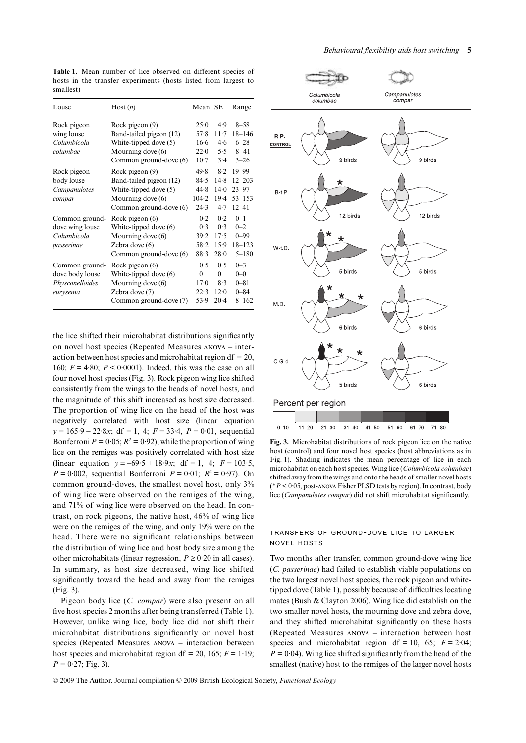**Table 1.** Mean number of lice observed on different species of hosts in the transfer experiments (hosts listed from largest to smallest)

| Louse | Host (*n*) | Mean | SE | Range |
|---|---|---|---|---|
| Rock pigeon wing louse *Columbicola columbae* | Rock pigeon (9) | 25·0 | 4·9 | 8–58 |
| | Band-tailed pigeon (12) | 57·8 | 11·7 | 18–146 |
| | White-tipped dove (5) | 16·6 | 4·6 | 6–28 |
| | Mourning dove (6) | 22·0 | 5·5 | 8–41 |
| | Common ground-dove (6) | 10·7 | 3·4 | 3–26 |
| Rock pigeon body louse *Campanulotes compar* | Rock pigeon (9) | 49·8 | 8·2 | 19–99 |
| | Band-tailed pigeon (12) | 84·5 | 14·8 | 12–203 |
| | White-tipped dove (5) | 44·8 | 14·0 | 23–97 |
| | Mourning dove (6) | 104·2 | 19·4 | 53–153 |
| | Common ground-dove (6) | 24·3 | 4·7 | 12–41 |
| Common ground-dove wing louse *Columbicola passerinae* | Rock pigeon (6) | 0·2 | 0·2 | 0–1 |
| | White-tipped dove (6) | 0·3 | 0·3 | 0–2 |
| | Mourning dove (6) | 39·2 | 17·5 | 0–99 |
| | Zebra dove (6) | 58·2 | 15·9 | 18–123 |
| | Common ground-dove (6) | 88·3 | 28·0 | 5–180 |
| Common ground-dove body louse *Physconelloides eurysema* | Rock pigeon (6) | 0·5 | 0·5 | 0–3 |
| | White-tipped dove (6) | 0 | 0 | 0–0 |
| | Mourning dove (6) | 17·0 | 8·3 | 0–81 |
| | Zebra dove (7) | 22·3 | 12·0 | 0–84 |
| | Common ground-dove (7) | 53·9 | 20·4 | 8–162 |

the lice shifted their microhabitat distributions significantly on novel host species (Repeated Measures ANOVA – interaction between host species and microhabitat region df = 20, 160; $F = 4{\cdot}80$; $P < 0{\cdot}0001$). Indeed, this was the case on all four novel host species (Fig. 3). Rock pigeon wing lice shifted consistently from the wings to the heads of novel hosts, and the magnitude of this shift increased as host size decreased. The proportion of wing lice on the head of the host was negatively correlated with host size (linear equation $y = 165{\cdot}9 - 22{\cdot}8x$; df = 1, 4; $F = 33{\cdot}4$, $P = 0{\cdot}01$, sequential Bonferroni $P = 0{\cdot}05$; $R^2 = 0{\cdot}92$), while the proportion of wing lice on the remiges was positively correlated with host size (linear equation $y = -69{\cdot}5 + 18{\cdot}9x$; df = 1, 4; $F = 103{\cdot}5$, $P = 0{\cdot}002$, sequential Bonferroni $P = 0{\cdot}01$; $R^2 = 0{\cdot}97$). On common ground-doves, the smallest novel host, only 3% of wing lice were observed on the remiges of the wing, and 71% of wing lice were observed on the head. In contrast, on rock pigeons, the native host, 46% of wing lice were on the remiges of the wing, and only 19% were on the head. There were no significant relationships between the distribution of wing lice and host body size among the other microhabitats (linear regression, $P \geq 0{\cdot}20$ in all cases). In summary, as host size decreased, wing lice shifted significantly toward the head and away from the remiges (Fig. 3).

Pigeon body lice (*C. compar*) were also present on all five host species 2 months after being transferred (Table 1). However, unlike wing lice, body lice did not shift their microhabitat distributions significantly on novel host species (Repeated Measures ANOVA – interaction between host species and microhabitat region df = 20, 165; $F = 1{\cdot}19$; $P = 0{\cdot}27$; Fig. 3).

**Fig. 3.** Microhabitat distributions of rock pigeon lice on the native host (control) and four novel host species (host abbreviations as in Fig. 1). Shading indicates the mean percentage of lice in each microhabitat on each host species. Wing lice (*Columbicola columbae*) shifted away from the wings and onto the heads of smaller novel hosts (*$P < 0{\cdot}05$, post-ANOVA Fisher PLSD tests by region). In contrast, body lice (*Campanulotes compar*) did not shift microhabitat significantly.

### TRANSFERS OF GROUND-DOVE LICE TO LARGER NOVEL HOSTS

Two months after transfer, common ground-dove wing lice (*C. passerinae*) had failed to establish viable populations on the two largest novel host species, the rock pigeon and white-tipped dove (Table 1), possibly because of difficulties locating mates (Bush & Clayton 2006). Wing lice did establish on the two smaller novel hosts, the mourning dove and zebra dove, and they shifted microhabitat significantly on these hosts (Repeated Measures ANOVA – interaction between host species and microhabitat region df = 10, 65; $F = 2{\cdot}04$; $P = 0{\cdot}04$). Wing lice shifted significantly from the head of the smallest (native) host to the remiges of the larger novel hosts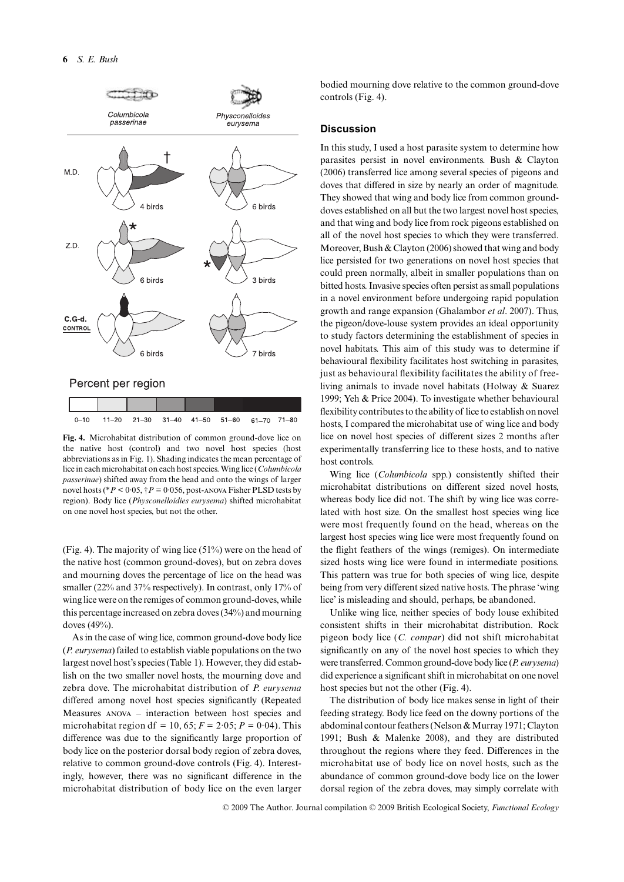Fig. 4. Microhabitat distribution of common ground-dove lice on the native host (control) and two novel host species (host abbreviations as in Fig. 1). Shading indicates the mean percentage of lice in each microhabitat on each host species. Wing lice (*Columbicola passerinae*) shifted away from the head and onto the wings of larger novel hosts (*$P < 0.05$, †$P = 0.056$, post-ANOVA Fisher PLSD tests by region). Body lice (*Physconelloidies eurysema*) shifted microhabitat on one novel host species, but not the other.

(Fig. 4). The majority of wing lice (51%) were on the head of the native host (common ground-doves), but on zebra doves and mourning doves the percentage of lice on the head was smaller (22% and 37% respectively). In contrast, only 17% of wing lice were on the remiges of common ground-doves, while this percentage increased on zebra doves (34%) and mourning doves (49%).

As in the case of wing lice, common ground-dove body lice (*P. eurysema*) failed to establish viable populations on the two largest novel host's species (Table 1). However, they did establish on the two smaller novel hosts, the mourning dove and zebra dove. The microhabitat distribution of *P. eurysema* differed among novel host species significantly (Repeated Measures ANOVA – interaction between host species and microhabitat region df = 10, 65; $F = 2.05$; $P = 0.04$). This difference was due to the significantly large proportion of body lice on the posterior dorsal body region of zebra doves, relative to common ground-dove controls (Fig. 4). Interestingly, however, there was no significant difference in the microhabitat distribution of body lice on the even larger bodied mourning dove relative to the common ground-dove controls (Fig. 4).

## Discussion

In this study, I used a host parasite system to determine how parasites persist in novel environments. Bush & Clayton (2006) transferred lice among several species of pigeons and doves that differed in size by nearly an order of magnitude. They showed that wing and body lice from common ground-doves established on all but the two largest novel host species, and that wing and body lice from rock pigeons established on all of the novel host species to which they were transferred. Moreover, Bush & Clayton (2006) showed that wing and body lice persisted for two generations on novel host species that could preen normally, albeit in smaller populations than on bitted hosts. Invasive species often persist as small populations in a novel environment before undergoing rapid population growth and range expansion (Ghalambor *et al*. 2007). Thus, the pigeon/dove-louse system provides an ideal opportunity to study factors determining the establishment of species in novel habitats. This aim of this study was to determine if behavioural flexibility facilitates host switching in parasites, just as behavioural flexibility facilitates the ability of free-living animals to invade novel habitats (Holway & Suarez 1999; Yeh & Price 2004). To investigate whether behavioural flexibility contributes to the ability of lice to establish on novel hosts, I compared the microhabitat use of wing lice and body lice on novel host species of different sizes 2 months after experimentally transferring lice to these hosts, and to native host controls.

Wing lice (*Columbicola* spp.) consistently shifted their microhabitat distributions on different sized novel hosts, whereas body lice did not. The shift by wing lice was correlated with host size. On the smallest host species wing lice were most frequently found on the head, whereas on the largest host species wing lice were most frequently found on the flight feathers of the wings (remiges). On intermediate sized hosts wing lice were found in intermediate positions. This pattern was true for both species of wing lice, despite being from very different sized native hosts. The phrase 'wing lice' is misleading and should, perhaps, be abandoned.

Unlike wing lice, neither species of body louse exhibited consistent shifts in their microhabitat distribution. Rock pigeon body lice (*C. compar*) did not shift microhabitat significantly on any of the novel host species to which they were transferred. Common ground-dove body lice (*P. eurysema*) did experience a significant shift in microhabitat on one novel host species but not the other (Fig. 4).

The distribution of body lice makes sense in light of their feeding strategy. Body lice feed on the downy portions of the abdominal contour feathers (Nelson & Murray 1971; Clayton 1991; Bush & Malenke 2008), and they are distributed throughout the regions where they feed. Differences in the microhabitat use of body lice on novel hosts, such as the abundance of common ground-dove body lice on the lower dorsal region of the zebra doves, may simply correlate with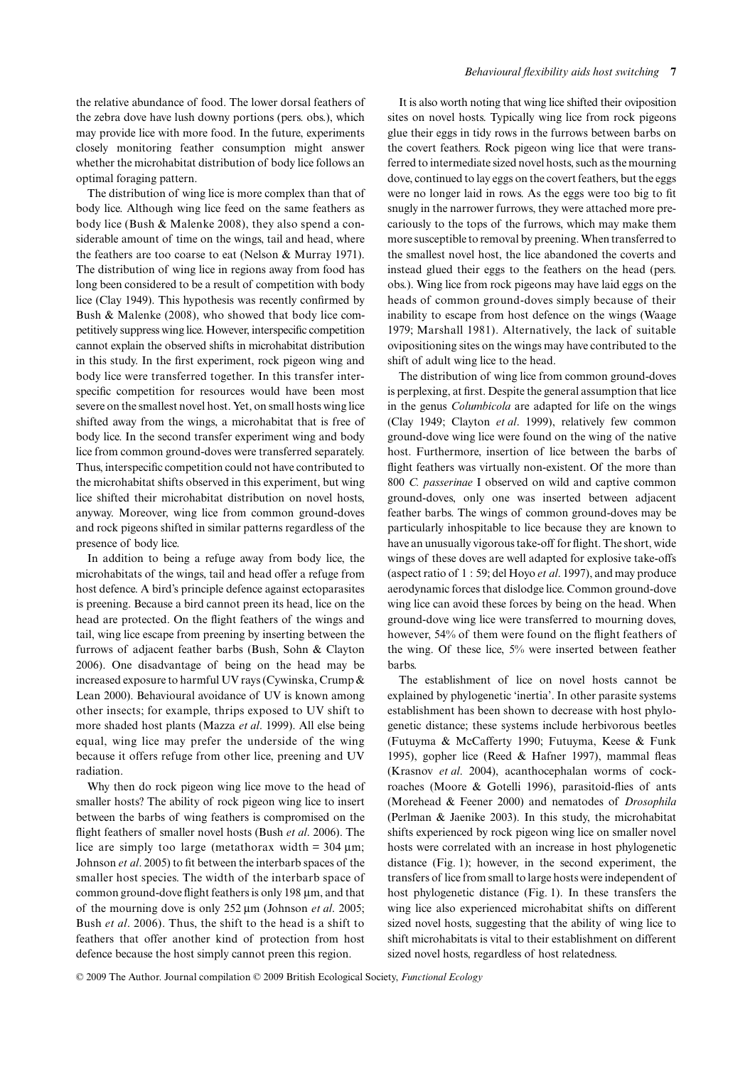the relative abundance of food. The lower dorsal feathers of the zebra dove have lush downy portions (pers. obs.), which may provide lice with more food. In the future, experiments closely monitoring feather consumption might answer whether the microhabitat distribution of body lice follows an optimal foraging pattern.

The distribution of wing lice is more complex than that of body lice. Although wing lice feed on the same feathers as body lice (Bush & Malenke 2008), they also spend a considerable amount of time on the wings, tail and head, where the feathers are too coarse to eat (Nelson & Murray 1971). The distribution of wing lice in regions away from food has long been considered to be a result of competition with body lice (Clay 1949). This hypothesis was recently confirmed by Bush & Malenke (2008), who showed that body lice competitively suppress wing lice. However, interspecific competition cannot explain the observed shifts in microhabitat distribution in this study. In the first experiment, rock pigeon wing and body lice were transferred together. In this transfer interspecific competition for resources would have been most severe on the smallest novel host. Yet, on small hosts wing lice shifted away from the wings, a microhabitat that is free of body lice. In the second transfer experiment wing and body lice from common ground-doves were transferred separately. Thus, interspecific competition could not have contributed to the microhabitat shifts observed in this experiment, but wing lice shifted their microhabitat distribution on novel hosts, anyway. Moreover, wing lice from common ground-doves and rock pigeons shifted in similar patterns regardless of the presence of body lice.

In addition to being a refuge away from body lice, the microhabitats of the wings, tail and head offer a refuge from host defence. A bird's principle defence against ectoparasites is preening. Because a bird cannot preen its head, lice on the head are protected. On the flight feathers of the wings and tail, wing lice escape from preening by inserting between the furrows of adjacent feather barbs (Bush, Sohn & Clayton 2006). One disadvantage of being on the head may be increased exposure to harmful UV rays (Cywinska, Crump & Lean 2000). Behavioural avoidance of UV is known among other insects; for example, thrips exposed to UV shift to more shaded host plants (Mazza *et al*. 1999). All else being equal, wing lice may prefer the underside of the wing because it offers refuge from other lice, preening and UV radiation.

Why then do rock pigeon wing lice move to the head of smaller hosts? The ability of rock pigeon wing lice to insert between the barbs of wing feathers is compromised on the flight feathers of smaller novel hosts (Bush *et al*. 2006). The lice are simply too large (metathorax width = 304 μm; Johnson *et al*. 2005) to fit between the interbarb spaces of the smaller host species. The width of the interbarb space of common ground-dove flight feathers is only 198 μm, and that of the mourning dove is only 252 μm (Johnson *et al*. 2005; Bush *et al*. 2006). Thus, the shift to the head is a shift to feathers that offer another kind of protection from host defence because the host simply cannot preen this region.

It is also worth noting that wing lice shifted their oviposition sites on novel hosts. Typically wing lice from rock pigeons glue their eggs in tidy rows in the furrows between barbs on the covert feathers. Rock pigeon wing lice that were transferred to intermediate sized novel hosts, such as the mourning dove, continued to lay eggs on the covert feathers, but the eggs were no longer laid in rows. As the eggs were too big to fit snugly in the narrower furrows, they were attached more precariously to the tops of the furrows, which may make them more susceptible to removal by preening. When transferred to the smallest novel host, the lice abandoned the coverts and instead glued their eggs to the feathers on the head (pers. obs.). Wing lice from rock pigeons may have laid eggs on the heads of common ground-doves simply because of their inability to escape from host defence on the wings (Waage 1979; Marshall 1981). Alternatively, the lack of suitable ovipositioning sites on the wings may have contributed to the shift of adult wing lice to the head.

The distribution of wing lice from common ground-doves is perplexing, at first. Despite the general assumption that lice in the genus *Columbicola* are adapted for life on the wings (Clay 1949; Clayton *et al*. 1999), relatively few common ground-dove wing lice were found on the wing of the native host. Furthermore, insertion of lice between the barbs of flight feathers was virtually non-existent. Of the more than 800 *C. passerinae* I observed on wild and captive common ground-doves, only one was inserted between adjacent feather barbs. The wings of common ground-doves may be particularly inhospitable to lice because they are known to have an unusually vigorous take-off for flight. The short, wide wings of these doves are well adapted for explosive take-offs (aspect ratio of 1 : 59; del Hoyo *et al*. 1997), and may produce aerodynamic forces that dislodge lice. Common ground-dove wing lice can avoid these forces by being on the head. When ground-dove wing lice were transferred to mourning doves, however, 54% of them were found on the flight feathers of the wing. Of these lice, 5% were inserted between feather barbs.

The establishment of lice on novel hosts cannot be explained by phylogenetic 'inertia'. In other parasite systems establishment has been shown to decrease with host phylogenetic distance; these systems include herbivorous beetles (Futuyma & McCafferty 1990; Futuyma, Keese & Funk 1995), gopher lice (Reed & Hafner 1997), mammal fleas (Krasnov *et al*. 2004), acanthocephalan worms of cockroaches (Moore & Gotelli 1996), parasitoid-flies of ants (Morehead & Feener 2000) and nematodes of *Drosophila* (Perlman & Jaenike 2003). In this study, the microhabitat shifts experienced by rock pigeon wing lice on smaller novel hosts were correlated with an increase in host phylogenetic distance (Fig. 1); however, in the second experiment, the transfers of lice from small to large hosts were independent of host phylogenetic distance (Fig. 1). In these transfers the wing lice also experienced microhabitat shifts on different sized novel hosts, suggesting that the ability of wing lice to shift microhabitats is vital to their establishment on different sized novel hosts, regardless of host relatedness.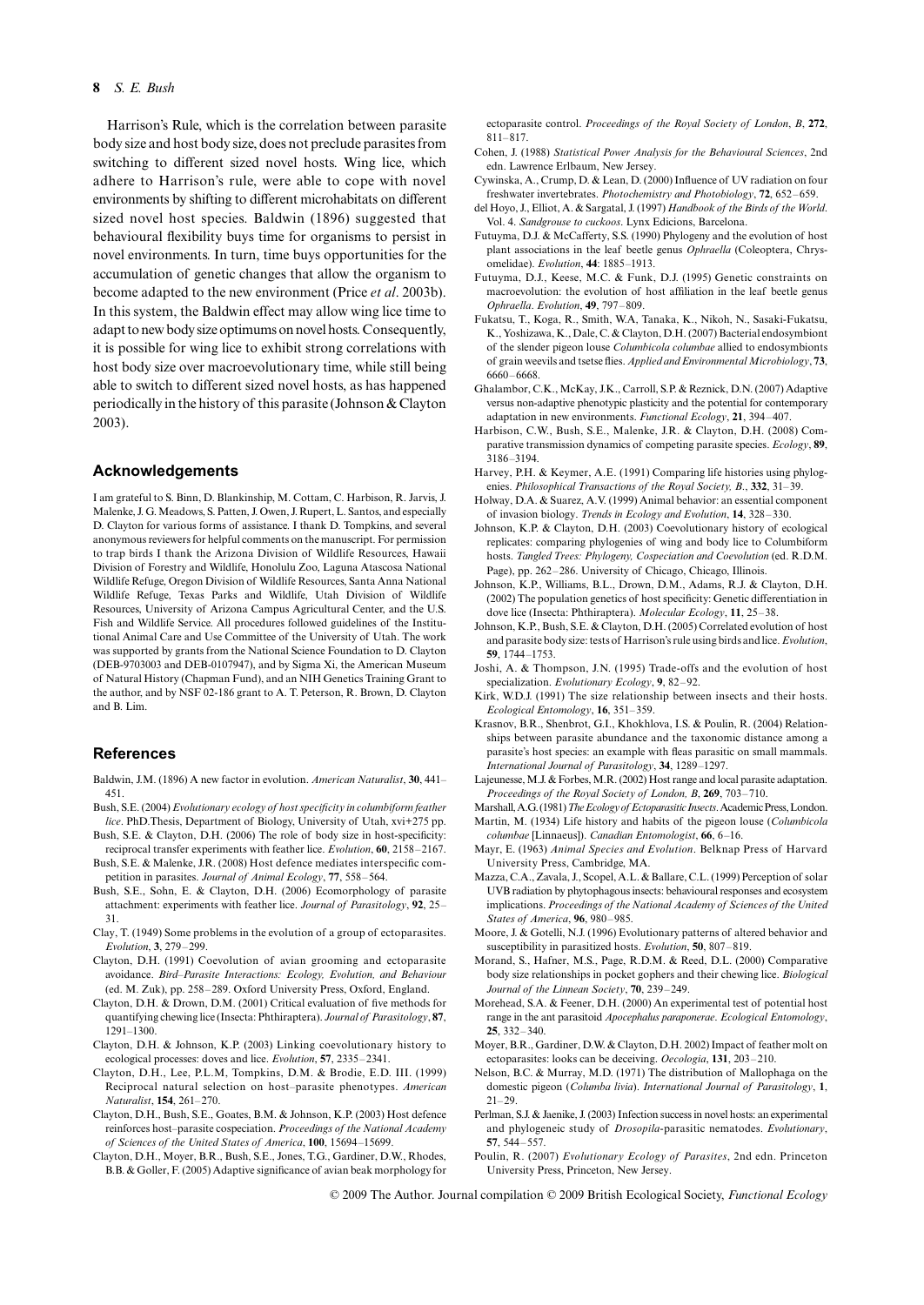Harrison's Rule, which is the correlation between parasite body size and host body size, does not preclude parasites from switching to different sized novel hosts. Wing lice, which adhere to Harrison's rule, were able to cope with novel environments by shifting to different microhabitats on different sized novel host species. Baldwin (1896) suggested that behavioural flexibility buys time for organisms to persist in novel environments. In turn, time buys opportunities for the accumulation of genetic changes that allow the organism to become adapted to the new environment (Price *et al*. 2003b). In this system, the Baldwin effect may allow wing lice time to adapt to new body size optimums on novel hosts. Consequently, it is possible for wing lice to exhibit strong correlations with host body size over macroevolutionary time, while still being able to switch to different sized novel hosts, as has happened periodically in the history of this parasite (Johnson & Clayton 2003).

## Acknowledgements

I am grateful to S. Binn, D. Blankinship, M. Cottam, C. Harbison, R. Jarvis, J. Malenke, J. G. Meadows, S. Patten, J. Owen, J. Rupert, L. Santos, and especially D. Clayton for various forms of assistance. I thank D. Tompkins, and several anonymous reviewers for helpful comments on the manuscript. For permission to trap birds I thank the Arizona Division of Wildlife Resources, Hawaii Division of Forestry and Wildlife, Honolulu Zoo, Laguna Atascosa National Wildlife Refuge, Oregon Division of Wildlife Resources, Santa Anna National Wildlife Refuge, Texas Parks and Wildlife, Utah Division of Wildlife Resources, University of Arizona Campus Agricultural Center, and the U.S. Fish and Wildlife Service. All procedures followed guidelines of the Institutional Animal Care and Use Committee of the University of Utah. The work was supported by grants from the National Science Foundation to D. Clayton (DEB-9703003 and DEB-0107947), and by Sigma Xi, the American Museum of Natural History (Chapman Fund), and an NIH Genetics Training Grant to the author, and by NSF 02-186 grant to A. T. Peterson, R. Brown, D. Clayton and B. Lim.

## References

Baldwin, J.M. (1896) A new factor in evolution. *American Naturalist*, **30**, 441–451.

Bush, S.E. (2004) *Evolutionary ecology of host specificity in columbiform feather lice*. PhD.Thesis, Department of Biology, University of Utah, xvi+275 pp.

Bush, S.E. & Clayton, D.H. (2006) The role of body size in host-specificity: reciprocal transfer experiments with feather lice. *Evolution*, **60**, 2158–2167.

Bush, S.E. & Malenke, J.R. (2008) Host defence mediates interspecific competition in parasites. *Journal of Animal Ecology*, **77**, 558–564.

Bush, S.E., Sohn, E. & Clayton, D.H. (2006) Ecomorphology of parasite attachment: experiments with feather lice. *Journal of Parasitology*, **92**, 25–31.

Clay, T. (1949) Some problems in the evolution of a group of ectoparasites. *Evolution*, **3**, 279–299.

Clayton, D.H. (1991) Coevolution of avian grooming and ectoparasite avoidance. *Bird–Parasite Interactions: Ecology, Evolution, and Behaviour* (ed. M. Zuk), pp. 258–289. Oxford University Press, Oxford, England.

Clayton, D.H. & Drown, D.M. (2001) Critical evaluation of five methods for quantifying chewing lice (Insecta: Phthiraptera). *Journal of Parasitology*, **87**, 1291–1300.

Clayton, D.H. & Johnson, K.P. (2003) Linking coevolutionary history to ecological processes: doves and lice. *Evolution*, **57**, 2335–2341.

Clayton, D.H., Lee, P.L.M, Tompkins, D.M. & Brodie, E.D. III. (1999) Reciprocal natural selection on host–parasite phenotypes. *American Naturalist*, **154**, 261–270.

Clayton, D.H., Bush, S.E., Goates, B.M. & Johnson, K.P. (2003) Host defence reinforces host–parasite cospeciation. *Proceedings of the National Academy of Sciences of the United States of America*, **100**, 15694–15699.

Clayton, D.H., Moyer, B.R., Bush, S.E., Jones, T.G., Gardiner, D.W., Rhodes, B.B. & Goller, F. (2005) Adaptive significance of avian beak morphology for ectoparasite control. *Proceedings of the Royal Society of London*, *B*, **272**, 811–817.

Cohen, J. (1988) *Statistical Power Analysis for the Behavioural Sciences*, 2nd edn. Lawrence Erlbaum, New Jersey.

Cywinska, A., Crump, D. & Lean, D. (2000) Influence of UV radiation on four freshwater invertebrates. *Photochemistry and Photobiology*, **72**, 652–659.

del Hoyo, J., Elliot, A. & Sargatal, J. (1997) *Handbook of the Birds of the World*. Vol. 4. *Sandgrouse to cuckoos*. Lynx Edicions, Barcelona.

Futuyma, D.J. & McCafferty, S.S. (1990) Phylogeny and the evolution of host plant associations in the leaf beetle genus *Ophraella* (Coleoptera, Chrysomelidae). *Evolution*, **44**: 1885–1913.

Futuyma, D.J., Keese, M.C. & Funk, D.J. (1995) Genetic constraints on macroevolution: the evolution of host affiliation in the leaf beetle genus *Ophraella*. *Evolution*, **49**, 797–809.

Fukatsu, T., Koga, R., Smith, W.A, Tanaka, K., Nikoh, N., Sasaki-Fukatsu, K., Yoshizawa, K., Dale, C. & Clayton, D.H. (2007) Bacterial endosymbiont of the slender pigeon louse *Columbicola columbae* allied to endosymbionts of grain weevils and tsetse flies. *Applied and Environmental Microbiology*, **73**, 6660–6668.

Ghalambor, C.K., McKay, J.K., Carroll, S.P. & Reznick, D.N. (2007) Adaptive versus non-adaptive phenotypic plasticity and the potential for contemporary adaptation in new environments. *Functional Ecology*, **21**, 394–407.

Harbison, C.W., Bush, S.E., Malenke, J.R. & Clayton, D.H. (2008) Comparative transmission dynamics of competing parasite species. *Ecology*, **89**, 3186–3194.

Harvey, P.H. & Keymer, A.E. (1991) Comparing life histories using phylogenies. *Philosophical Transactions of the Royal Society, B*., **332**, 31–39.

Holway, D.A. & Suarez, A.V. (1999) Animal behavior: an essential component of invasion biology. *Trends in Ecology and Evolution*, **14**, 328–330.

Johnson, K.P. & Clayton, D.H. (2003) Coevolutionary history of ecological replicates: comparing phylogenies of wing and body lice to Columbiform hosts. *Tangled Trees: Phylogeny, Cospeciation and Coevolution* (ed. R.D.M. Page), pp. 262–286. University of Chicago, Chicago, Illinois.

Johnson, K.P., Williams, B.L., Drown, D.M., Adams, R.J. & Clayton, D.H. (2002) The population genetics of host specificity: Genetic differentiation in dove lice (Insecta: Phthiraptera). *Molecular Ecology*, **11**, 25–38.

Johnson, K.P., Bush, S.E. & Clayton, D.H. (2005) Correlated evolution of host and parasite body size: tests of Harrison's rule using birds and lice. *Evolution*, **59**, 1744–1753.

Joshi, A. & Thompson, J.N. (1995) Trade-offs and the evolution of host specialization. *Evolutionary Ecology*, **9**, 82–92.

Kirk, W.D.J. (1991) The size relationship between insects and their hosts. *Ecological Entomology*, **16**, 351–359.

Krasnov, B.R., Shenbrot, G.I., Khokhlova, I.S. & Poulin, R. (2004) Relationships between parasite abundance and the taxonomic distance among a parasite's host species: an example with fleas parasitic on small mammals. *International Journal of Parasitology*, **34**, 1289–1297.

Lajeunesse, M.J. & Forbes, M.R. (2002) Host range and local parasite adaptation. *Proceedings of the Royal Society of London, B*, **269**, 703–710.

Marshall, A.G. (1981) *The Ecology of Ectoparasitic Insects*. Academic Press, London.

Martin, M. (1934) Life history and habits of the pigeon louse (*Columbicola columbae* [Linnaeus]). *Canadian Entomologist*, **66**, 6–16.

Mayr, E. (1963) *Animal Species and Evolution*. Belknap Press of Harvard University Press, Cambridge, MA.

Mazza, C.A., Zavala, J., Scopel, A.L. & Ballare, C.L. (1999) Perception of solar UVB radiation by phytophagous insects: behavioural responses and ecosystem implications. *Proceedings of the National Academy of Sciences of the United States of America*, **96**, 980–985.

Moore, J. & Gotelli, N.J. (1996) Evolutionary patterns of altered behavior and susceptibility in parasitized hosts. *Evolution*, **50**, 807–819.

Morand, S., Hafner, M.S., Page, R.D.M. & Reed, D.L. (2000) Comparative body size relationships in pocket gophers and their chewing lice. *Biological Journal of the Linnean Society*, **70**, 239–249.

Morehead, S.A. & Feener, D.H. (2000) An experimental test of potential host range in the ant parasitoid *Apocephalus paraponerae*. *Ecological Entomology*, **25**, 332–340.

Moyer, B.R., Gardiner, D.W. & Clayton, D.H. 2002) Impact of feather molt on ectoparasites: looks can be deceiving. *Oecologia*, **131**, 203–210.

Nelson, B.C. & Murray, M.D. (1971) The distribution of Mallophaga on the domestic pigeon (*Columba livia*). *International Journal of Parasitology*, **1**, 21–29.

Perlman, S.J. & Jaenike, J. (2003) Infection success in novel hosts: an experimental and phylogeneic study of *Drosopila*-parasitic nematodes. *Evolutionary*, **57**, 544–557.

Poulin, R. (2007) *Evolutionary Ecology of Parasites*, 2nd edn. Princeton University Press, Princeton, New Jersey.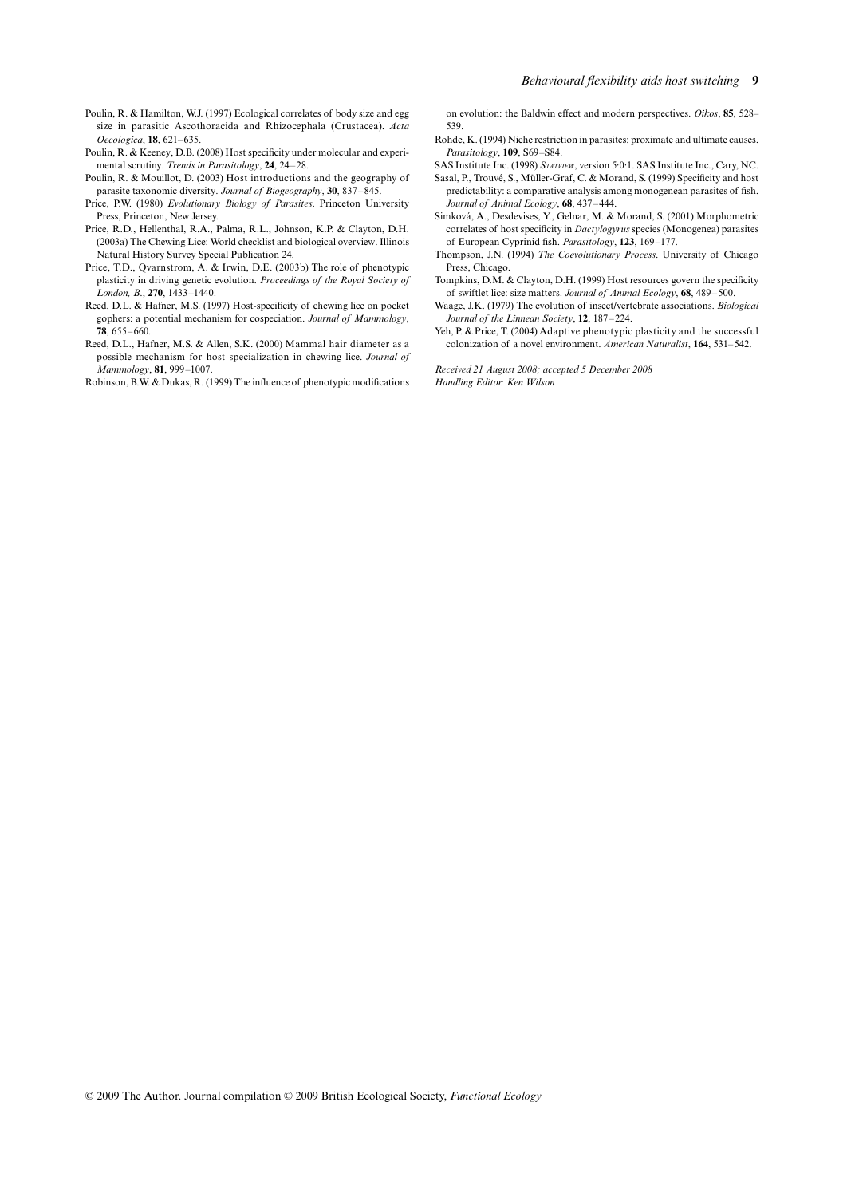Poulin, R. & Hamilton, W.J. (1997) Ecological correlates of body size and egg size in parasitic Ascothoracida and Rhizocephala (Crustacea). *Acta Oecologica*, **18**, 621–635.

Poulin, R. & Keeney, D.B. (2008) Host specificity under molecular and experimental scrutiny. *Trends in Parasitology*, **24**, 24–28.

Poulin, R. & Mouillot, D. (2003) Host introductions and the geography of parasite taxonomic diversity. *Journal of Biogeography*, **30**, 837–845.

Price, P.W. (1980) *Evolutionary Biology of Parasites*. Princeton University Press, Princeton, New Jersey.

Price, R.D., Hellenthal, R.A., Palma, R.L., Johnson, K.P. & Clayton, D.H. (2003a) The Chewing Lice: World checklist and biological overview. Illinois Natural History Survey Special Publication 24.

Price, T.D., Qvarnstrom, A. & Irwin, D.E. (2003b) The role of phenotypic plasticity in driving genetic evolution. *Proceedings of the Royal Society of London, B.*, **270**, 1433–1440.

Reed, D.L. & Hafner, M.S. (1997) Host-specificity of chewing lice on pocket gophers: a potential mechanism for cospeciation. *Journal of Mammology*, **78**, 655–660.

Reed, D.L., Hafner, M.S. & Allen, S.K. (2000) Mammal hair diameter as a possible mechanism for host specialization in chewing lice. *Journal of Mammology*, **81**, 999–1007.

Robinson, B.W. & Dukas, R. (1999) The influence of phenotypic modifications on evolution: the Baldwin effect and modern perspectives. *Oikos*, **85**, 528–539.

Rohde, K. (1994) Niche restriction in parasites: proximate and ultimate causes. *Parasitology*, **109**, S69–S84.

SAS Institute Inc. (1998) *Statview*, version 5·0·1. SAS Institute Inc., Cary, NC.

Sasal, P., Trouvé, S., Müller-Graf, C. & Morand, S. (1999) Specificity and host predictability: a comparative analysis among monogenean parasites of fish. *Journal of Animal Ecology*, **68**, 437–444.

Simková, A., Desdevises, Y., Gelnar, M. & Morand, S. (2001) Morphometric correlates of host specificity in *Dactylogyrus* species (Monogenea) parasites of European Cyprinid fish. *Parasitology*, **123**, 169–177.

Thompson, J.N. (1994) *The Coevolutionary Process*. University of Chicago Press, Chicago.

Tompkins, D.M. & Clayton, D.H. (1999) Host resources govern the specificity of swiftlet lice: size matters. *Journal of Animal Ecology*, **68**, 489–500.

Waage, J.K. (1979) The evolution of insect/vertebrate associations. *Biological Journal of the Linnean Society*, **12**, 187–224.

Yeh, P. & Price, T. (2004) Adaptive phenotypic plasticity and the successful colonization of a novel environment. *American Naturalist*, **164**, 531–542.

*Received 21 August 2008; accepted 5 December 2008*
*Handling Editor: Ken Wilson*